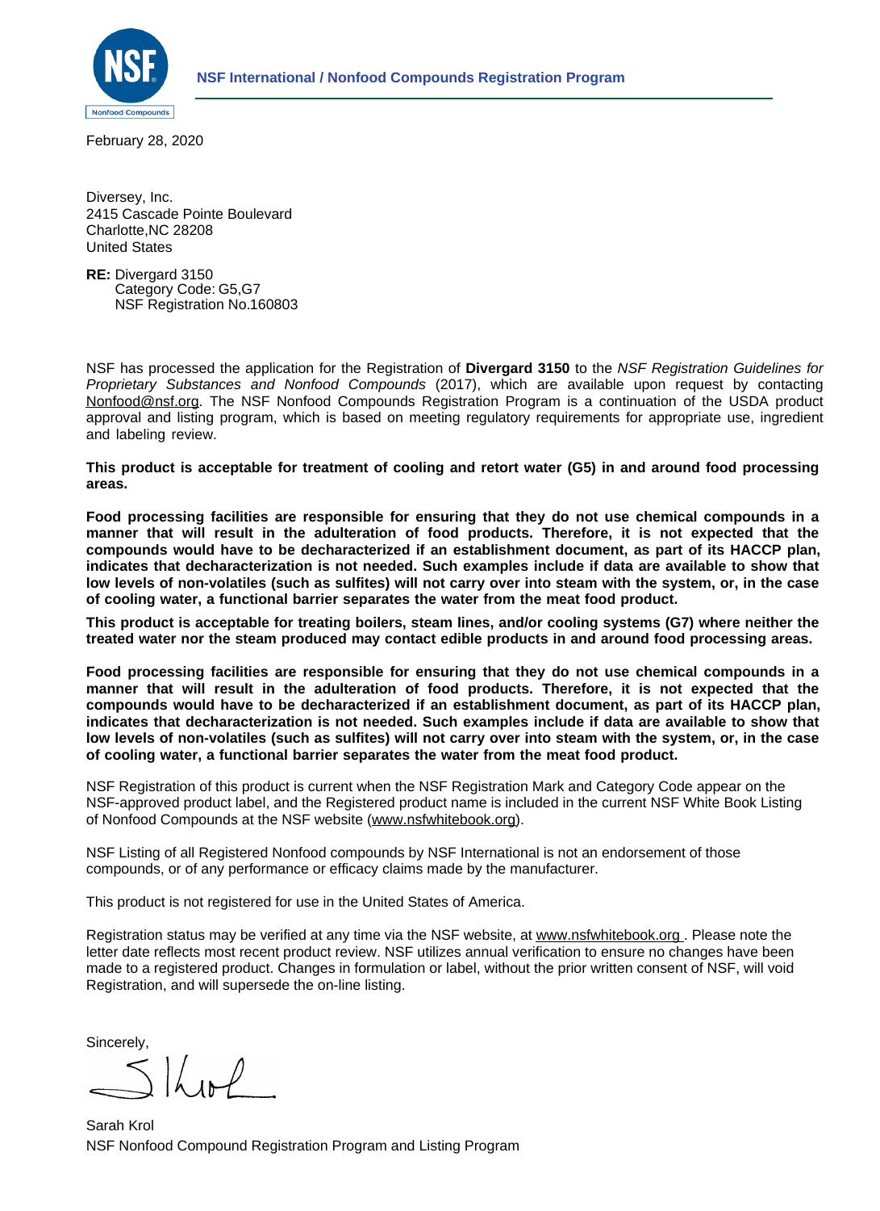**NSF International / Nonfood Compounds Registration Program**

February 28, 2020

Diversey, Inc.
2415 Cascade Pointe Boulevard
Charlotte,NC 28208
United States

**RE:** Divergard 3150
Category Code: G5,G7
NSF Registration No.160803

NSF has processed the application for the Registration of **Divergard 3150** to the *NSF Registration Guidelines for Proprietary Substances and Nonfood Compounds* (2017), which are available upon request by contacting Nonfood@nsf.org. The NSF Nonfood Compounds Registration Program is a continuation of the USDA product approval and listing program, which is based on meeting regulatory requirements for appropriate use, ingredient and labeling review.

**This product is acceptable for treatment of cooling and retort water (G5) in and around food processing areas.**

**Food processing facilities are responsible for ensuring that they do not use chemical compounds in a manner that will result in the adulteration of food products. Therefore, it is not expected that the compounds would have to be decharacterized if an establishment document, as part of its HACCP plan, indicates that decharacterization is not needed. Such examples include if data are available to show that low levels of non-volatiles (such as sulfites) will not carry over into steam with the system, or, in the case of cooling water, a functional barrier separates the water from the meat food product.**

**This product is acceptable for treating boilers, steam lines, and/or cooling systems (G7) where neither the treated water nor the steam produced may contact edible products in and around food processing areas.**

**Food processing facilities are responsible for ensuring that they do not use chemical compounds in a manner that will result in the adulteration of food products. Therefore, it is not expected that the compounds would have to be decharacterized if an establishment document, as part of its HACCP plan, indicates that decharacterization is not needed. Such examples include if data are available to show that low levels of non-volatiles (such as sulfites) will not carry over into steam with the system, or, in the case of cooling water, a functional barrier separates the water from the meat food product.**

NSF Registration of this product is current when the NSF Registration Mark and Category Code appear on the NSF-approved product label, and the Registered product name is included in the current NSF White Book Listing of Nonfood Compounds at the NSF website (www.nsfwhitebook.org).

NSF Listing of all Registered Nonfood compounds by NSF International is not an endorsement of those compounds, or of any performance or efficacy claims made by the manufacturer.

This product is not registered for use in the United States of America.

Registration status may be verified at any time via the NSF website, at www.nsfwhitebook.org . Please note the letter date reflects most recent product review. NSF utilizes annual verification to ensure no changes have been made to a registered product. Changes in formulation or label, without the prior written consent of NSF, will void Registration, and will supersede the on-line listing.

Sincerely,

Sarah Krol
NSF Nonfood Compound Registration Program and Listing Program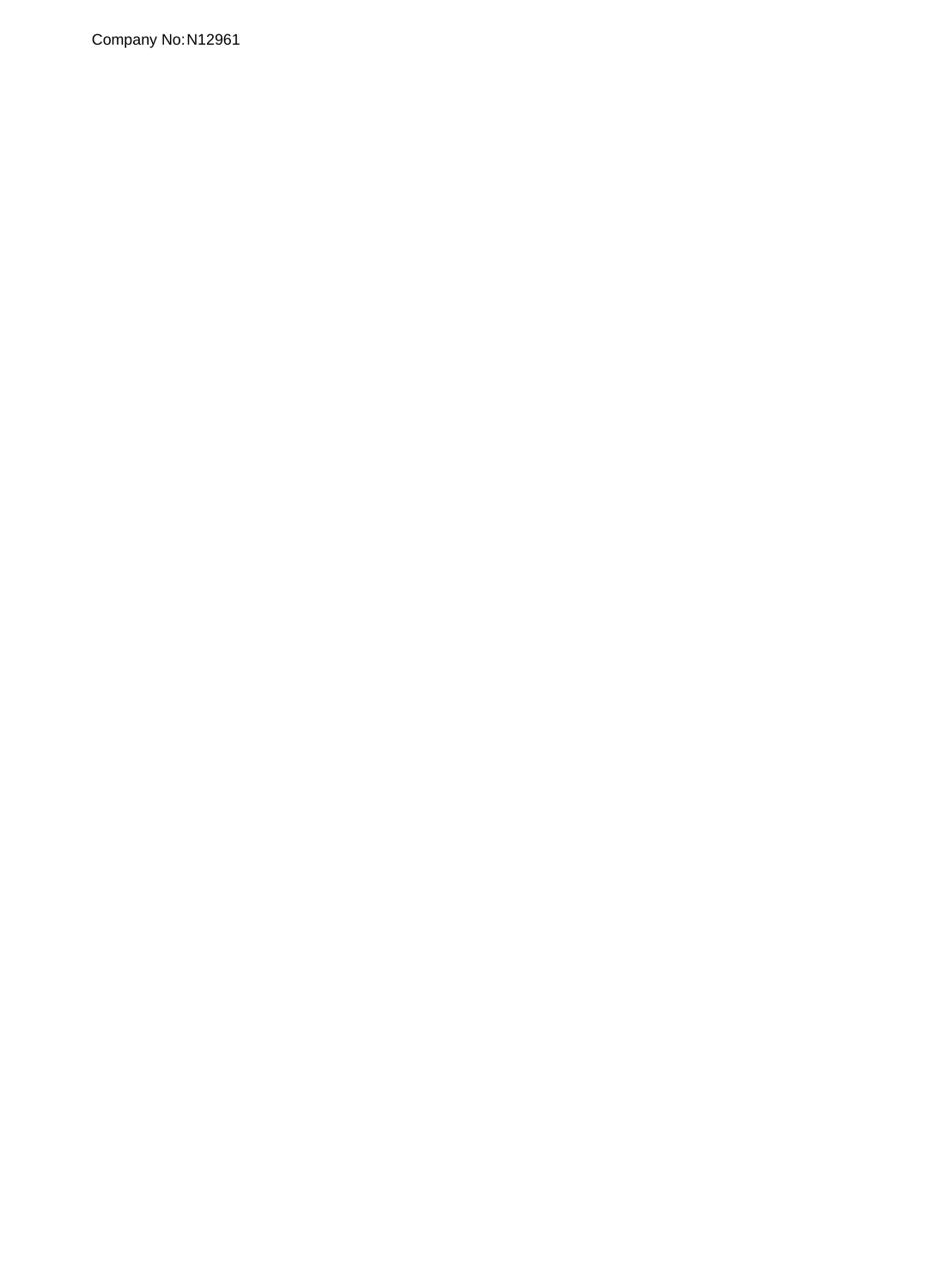Company No: N12961